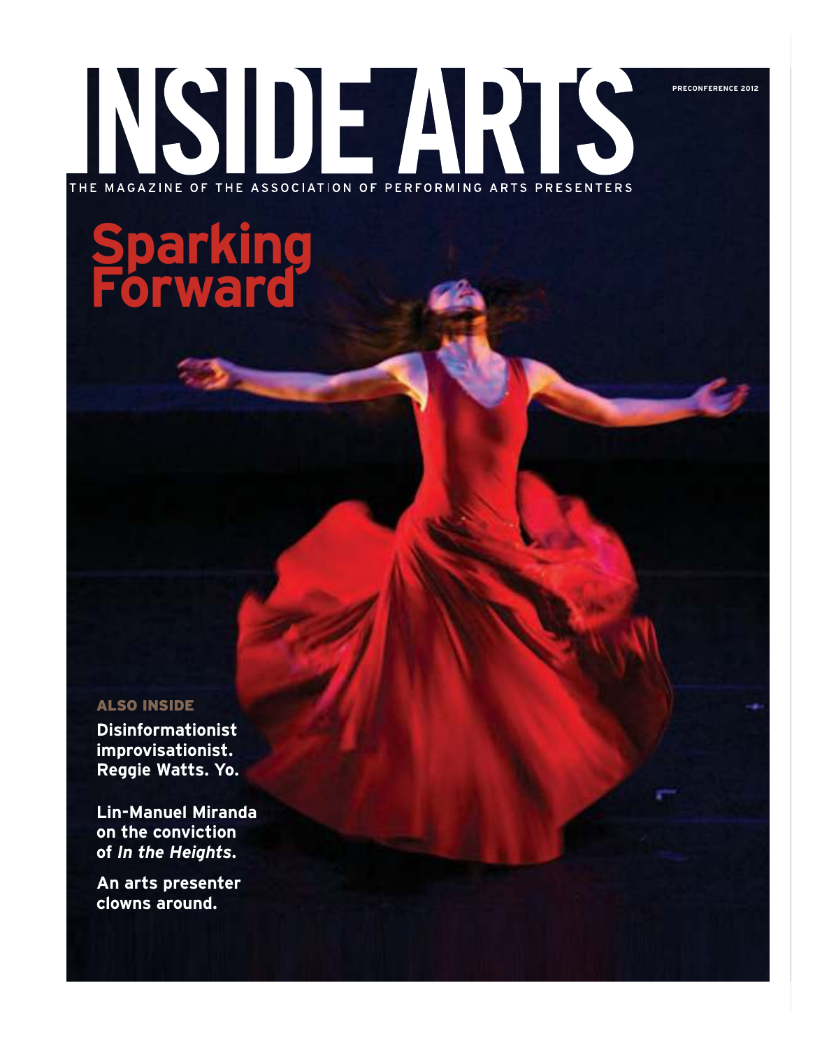# INSIDE ARTS

THE MAGAZINE OF THE ASSOCIATION OF PERFORMING ARTS PRESENTERS

PRECONFERENCE 2012

## Sparking Forward

### ALSO INSIDE

**Disinformationist improvisationist. Reggie Watts. Yo.**

**Lin-Manuel Miranda on the conviction of *In the Heights*.**

**An arts presenter clowns around.**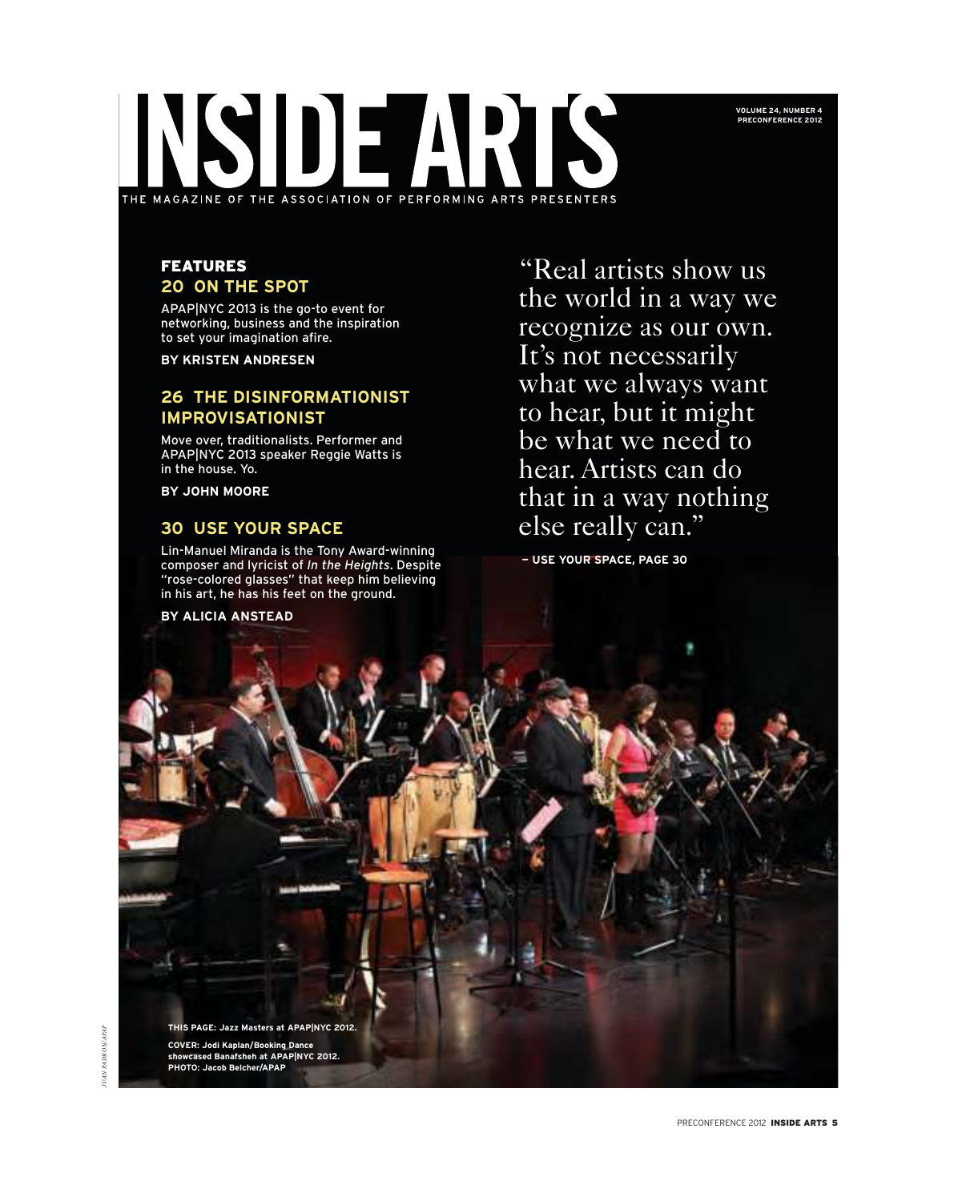# INSIDE ARTS

THE MAGAZINE OF THE ASSOCIATION OF PERFORMING ARTS PRESENTERS

## FEATURES

### 20 ON THE SPOT

APAP|NYC 2013 is the go-to event for networking, business and the inspiration to set your imagination afire.

**BY KRISTEN ANDRESEN**

### 26 THE DISINFORMATIONIST IMPROVISATIONIST

Move over, traditionalists. Performer and APAP|NYC 2013 speaker Reggie Watts is in the house. Yo.

**BY JOHN MOORE**

### 30 USE YOUR SPACE

Lin-Manuel Miranda is the Tony Award-winning composer and lyricist of *In the Heights*. Despite "rose-colored glasses" that keep him believing in his art, he has his feet on the ground.

**BY ALICIA ANSTEAD**

"Real artists show us the world in a way we recognize as our own. It's not necessarily what we always want to hear, but it might be what we need to hear. Artists can do that in a way nothing else really can."

**— USE YOUR SPACE, PAGE 30**

**THIS PAGE: Jazz Masters at APAP|NYC 2012.**

**COVER: Jodi Kaplan/Booking Dance showcased Banafsheh at APAP|NYC 2012. PHOTO: Jacob Belcher/APAP**

*JUAN PADRON/APAP*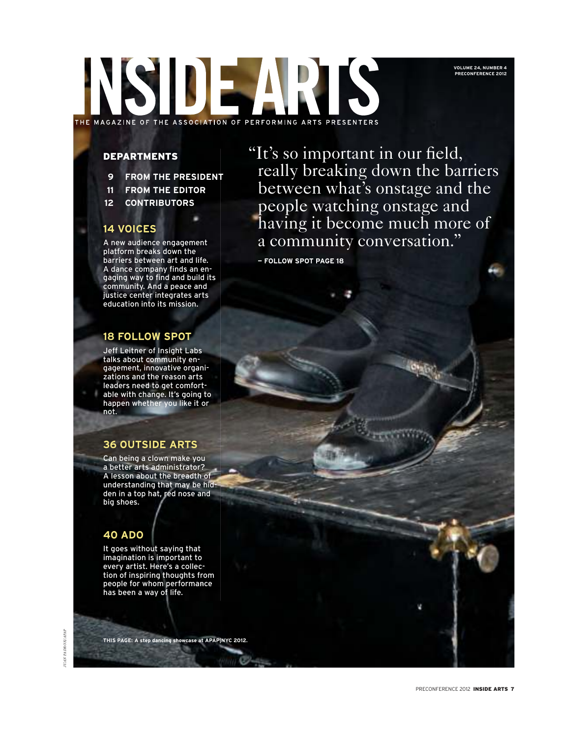# INSIDE ARTS

THE MAGAZINE OF THE ASSOCIATION OF PERFORMING ARTS PRESENTERS

VOLUME 24, NUMBER 4
PRECONFERENCE 2012

## DEPARTMENTS

**9 FROM THE PRESIDENT**
**11 FROM THE EDITOR**
**12 CONTRIBUTORS**

### 14 VOICES

A new audience engagement platform breaks down the barriers between art and life. A dance company finds an engaging way to find and build its community. And a peace and justice center integrates arts education into its mission.

### 18 FOLLOW SPOT

Jeff Leitner of Insight Labs talks about community engagement, innovative organizations and the reason arts leaders need to get comfortable with change. It's going to happen whether you like it or not.

### 36 OUTSIDE ARTS

Can being a clown make you a better arts administrator? A lesson about the breadth of understanding that may be hidden in a top hat, red nose and big shoes.

### 40 ADO

It goes without saying that imagination is important to every artist. Here's a collection of inspiring thoughts from people for whom performance has been a way of life.

"It's so important in our field, really breaking down the barriers between what's onstage and the people watching onstage and having it become much more of a community conversation."

**— FOLLOW SPOT PAGE 18**

**THIS PAGE: A step dancing showcase at APAP|NYC 2012.**

*JUAN PADRON/APAP*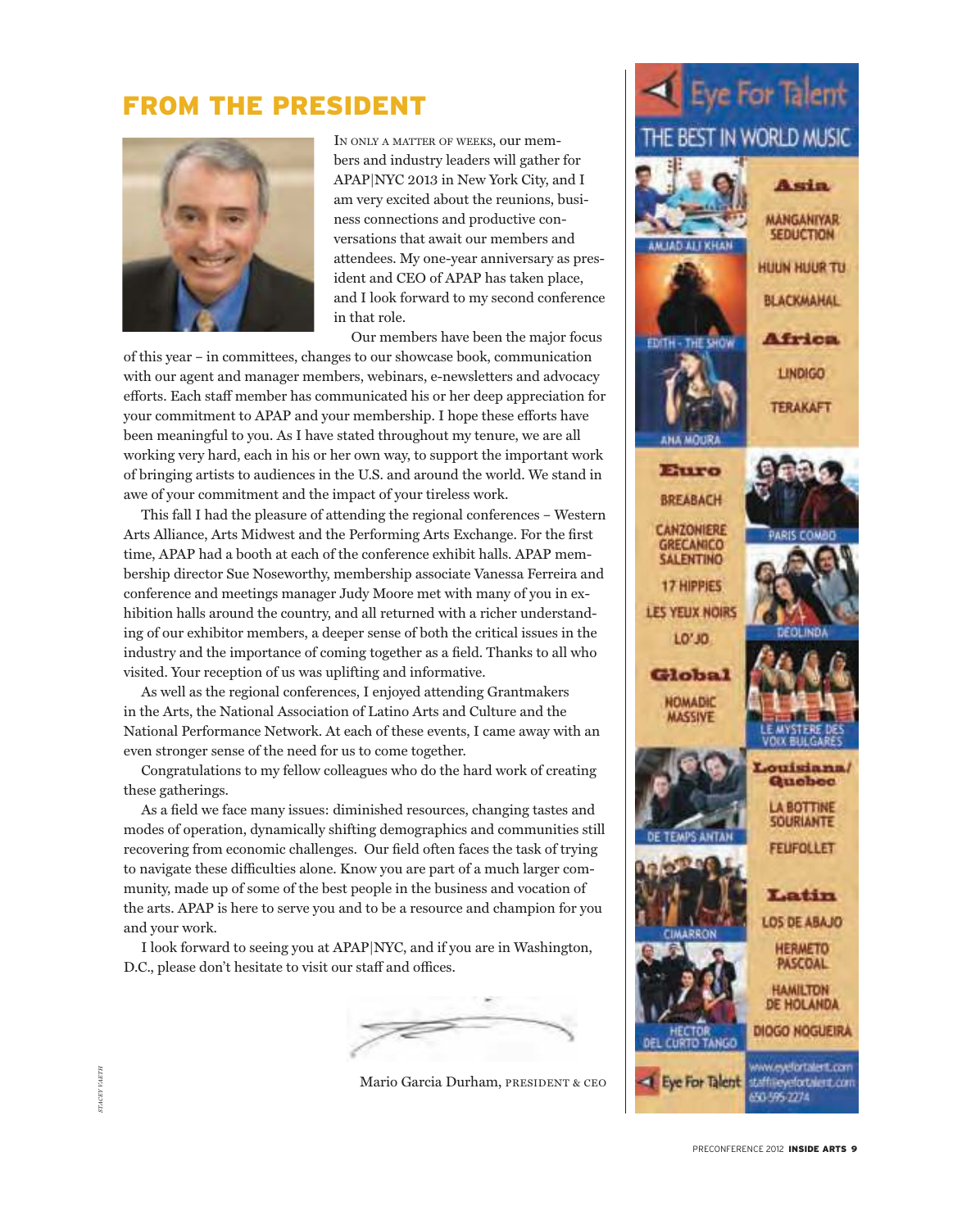# FROM THE PRESIDENT

IN ONLY A MATTER OF WEEKS, our members and industry leaders will gather for APAP|NYC 2013 in New York City, and I am very excited about the reunions, business connections and productive conversations that await our members and attendees. My one-year anniversary as president and CEO of APAP has taken place, and I look forward to my second conference in that role.

Our members have been the major focus of this year – in committees, changes to our showcase book, communication with our agent and manager members, webinars, e-newsletters and advocacy efforts. Each staff member has communicated his or her deep appreciation for your commitment to APAP and your membership. I hope these efforts have been meaningful to you. As I have stated throughout my tenure, we are all working very hard, each in his or her own way, to support the important work of bringing artists to audiences in the U.S. and around the world. We stand in awe of your commitment and the impact of your tireless work.

This fall I had the pleasure of attending the regional conferences – Western Arts Alliance, Arts Midwest and the Performing Arts Exchange. For the first time, APAP had a booth at each of the conference exhibit halls. APAP membership director Sue Noseworthy, membership associate Vanessa Ferreira and conference and meetings manager Judy Moore met with many of you in exhibition halls around the country, and all returned with a richer understanding of our exhibitor members, a deeper sense of both the critical issues in the industry and the importance of coming together as a field. Thanks to all who visited. Your reception of us was uplifting and informative.

As well as the regional conferences, I enjoyed attending Grantmakers in the Arts, the National Association of Latino Arts and Culture and the National Performance Network. At each of these events, I came away with an even stronger sense of the need for us to come together.

Congratulations to my fellow colleagues who do the hard work of creating these gatherings.

As a field we face many issues: diminished resources, changing tastes and modes of operation, dynamically shifting demographics and communities still recovering from economic challenges. Our field often faces the task of trying to navigate these difficulties alone. Know you are part of a much larger community, made up of some of the best people in the business and vocation of the arts. APAP is here to serve you and to be a resource and champion for you and your work.

I look forward to seeing you at APAP|NYC, and if you are in Washington, D.C., please don't hesitate to visit our staff and offices.

Mario Garcia Durham, PRESIDENT & CEO

STACEY VAETH

---

**Eye For Talent**
THE BEST IN WORLD MUSIC

AMJAD ALI KHAN
EDITH - THE SHOW
ANA MOURA

**Asia**
MANGANIYAR SEDUCTION
HUUN HUUR TU
BLACKMAHAL

**Africa**
LINDIGO
TERAKAFT

**Euro**
BREABACH
CANZONIERE GRECANICO SALENTINO
17 HIPPIES
LES YEUX NOIRS
LO'JO

PARIS COMBO
DEOLINDA

**Global**
NOMADIC MASSIVE

LE MYSTERE DES VOIX BULGARES

DE TEMPS ANTAN

**Louisiana/Quebec**
LA BOTTINE SOURIANTE
FEUFOLLET

CIMARRON

**Latin**
LOS DE ABAJO
HERMETO PASCOAL
HAMILTON DE HOLANDA
DIOGO NOGUEIRA

HECTOR DEL CURTO TANGO

Eye For Talent
www.eyefortalent.com
staff@eyefortalent.com
650-595-2274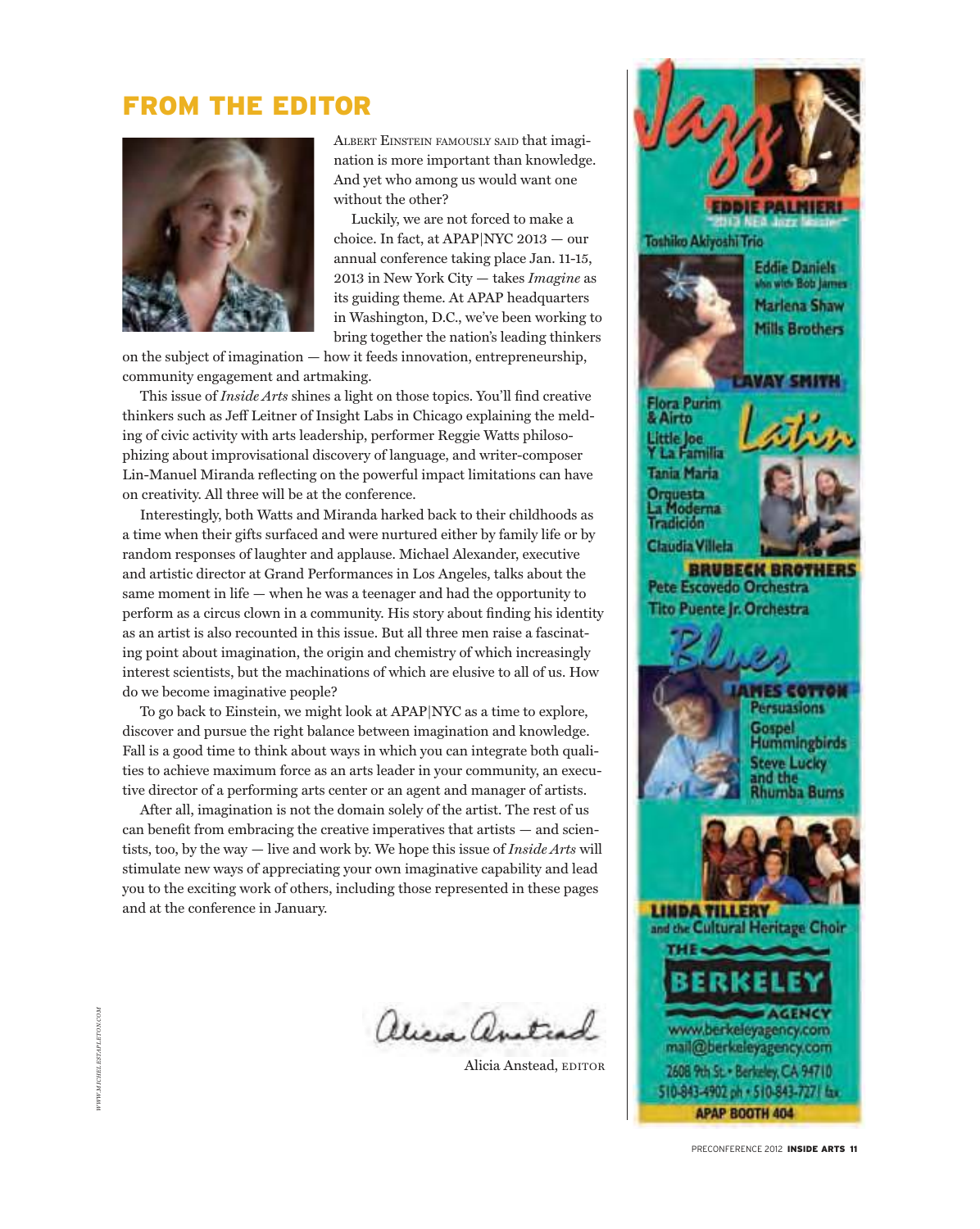## FROM THE EDITOR

ALBERT EINSTEIN FAMOUSLY SAID that imagination is more important than knowledge. And yet who among us would want one without the other?

Luckily, we are not forced to make a choice. In fact, at APAP|NYC 2013 — our annual conference taking place Jan. 11-15, 2013 in New York City — takes *Imagine* as its guiding theme. At APAP headquarters in Washington, D.C., we've been working to bring together the nation's leading thinkers on the subject of imagination — how it feeds innovation, entrepreneurship, community engagement and artmaking.

This issue of *Inside Arts* shines a light on those topics. You'll find creative thinkers such as Jeff Leitner of Insight Labs in Chicago explaining the melding of civic activity with arts leadership, performer Reggie Watts philosophizing about improvisational discovery of language, and writer-composer Lin-Manuel Miranda reflecting on the powerful impact limitations can have on creativity. All three will be at the conference.

Interestingly, both Watts and Miranda harked back to their childhoods as a time when their gifts surfaced and were nurtured either by family life or by random responses of laughter and applause. Michael Alexander, executive and artistic director at Grand Performances in Los Angeles, talks about the same moment in life — when he was a teenager and had the opportunity to perform as a circus clown in a community. His story about finding his identity as an artist is also recounted in this issue. But all three men raise a fascinating point about imagination, the origin and chemistry of which increasingly interest scientists, but the machinations of which are elusive to all of us. How do we become imaginative people?

To go back to Einstein, we might look at APAP|NYC as a time to explore, discover and pursue the right balance between imagination and knowledge. Fall is a good time to think about ways in which you can integrate both qualities to achieve maximum force as an arts leader in your community, an executive director of a performing arts center or an agent and manager of artists.

After all, imagination is not the domain solely of the artist. The rest of us can benefit from embracing the creative imperatives that artists — and scientists, too, by the way — live and work by. We hope this issue of *Inside Arts* will stimulate new ways of appreciating your own imaginative capability and lead you to the exciting work of others, including those represented in these pages and at the conference in January.

Alicia Anstead, EDITOR

WWW.MICHELESTAPLETON.COM

---

**Jazz**

EDDIE PALMIERI
"2013 NEA Jazz Master"

Toshiko Akiyoshi Trio

Eddie Daniels
also with Bob James

Marlena Shaw

Mills Brothers

LAVAY SMITH

**Latin**

Flora Purim & Airto

Little Joe Y La Familia

Tania Maria

Orquesta La Moderna Tradición

Claudia Villela

BRUBECK BROTHERS

Pete Escovedo Orchestra

Tito Puente Jr. Orchestra

**Blues**

JAMES COTTON

Persuasions

Gospel Hummingbirds

Steve Lucky and the Rhumba Bums

LINDA TILLERY
and the Cultural Heritage Choir

THE BERKELEY AGENCY

www.berkeleyagency.com
mail@berkeleyagency.com
2608 9th St. • Berkeley, CA 94710
510-843-4902 ph • 510-843-7271 fax
APAP BOOTH 404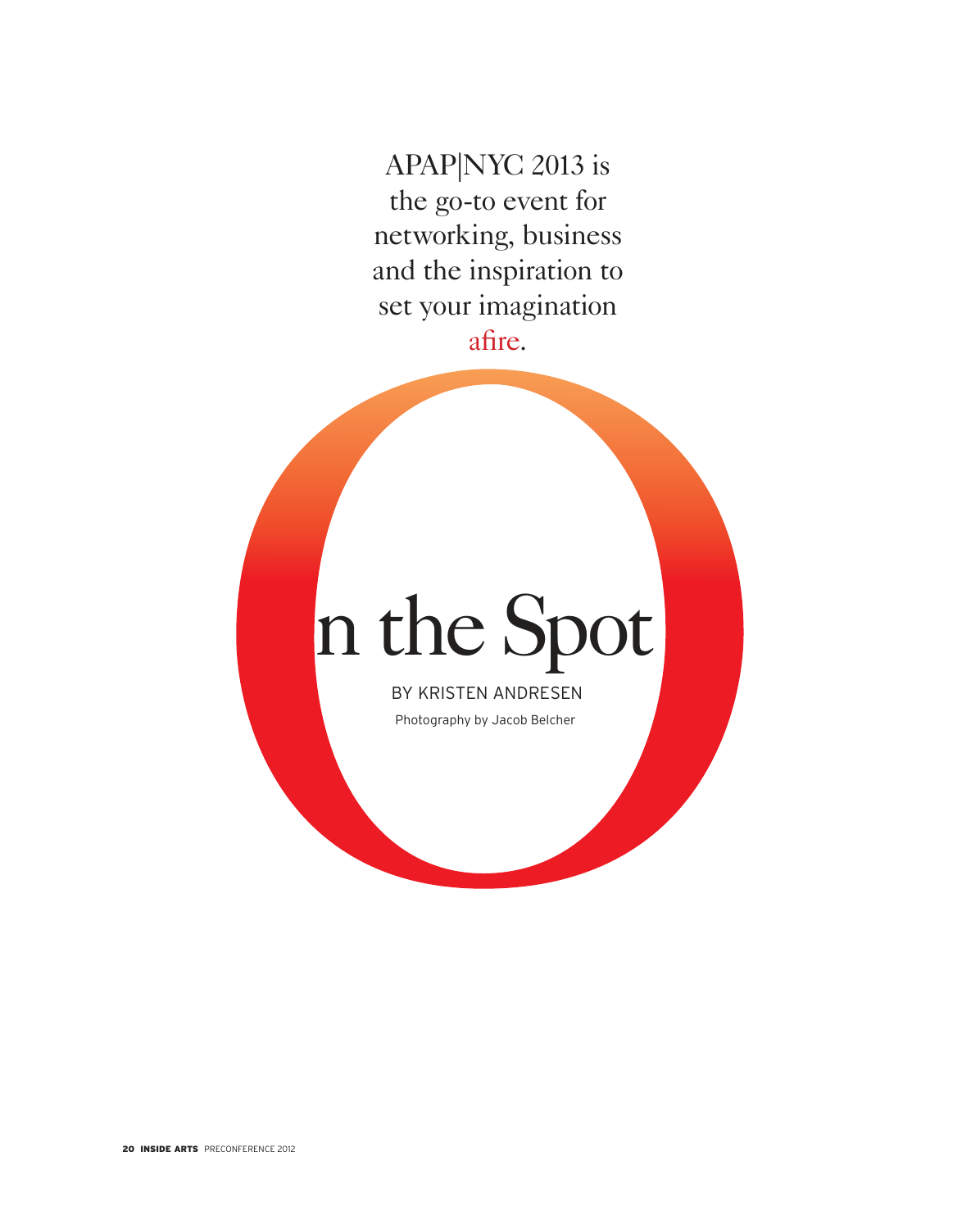APAP|NYC 2013 is the go-to event for networking, business and the inspiration to set your imagination afire.

# On the Spot

BY KRISTEN ANDRESEN

Photography by Jacob Belcher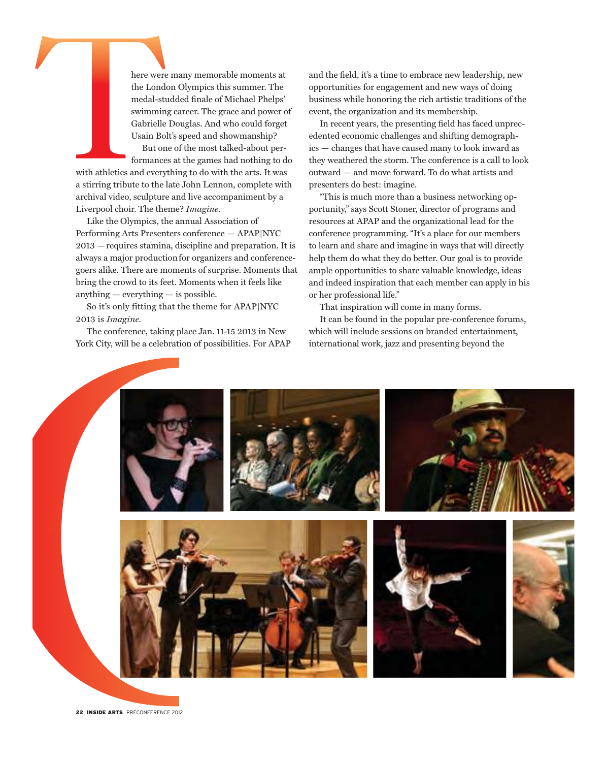There were many memorable moments at the London Olympics this summer. The medal-studded finale of Michael Phelps' swimming career. The grace and power of Gabrielle Douglas. And who could forget Usain Bolt's speed and showmanship?

But one of the most talked-about performances at the games had nothing to do with athletics and everything to do with the arts. It was a stirring tribute to the late John Lennon, complete with archival video, sculpture and live accompaniment by a Liverpool choir. The theme? *Imagine*.

Like the Olympics, the annual Association of Performing Arts Presenters conference — APAP|NYC 2013 — requires stamina, discipline and preparation. It is always a major production for organizers and conference-goers alike. There are moments of surprise. Moments that bring the crowd to its feet. Moments when it feels like anything — everything — is possible.

So it's only fitting that the theme for APAP|NYC 2013 is *Imagine*.

The conference, taking place Jan. 11-15 2013 in New York City, will be a celebration of possibilities. For APAP and the field, it's a time to embrace new leadership, new opportunities for engagement and new ways of doing business while honoring the rich artistic traditions of the event, the organization and its membership.

In recent years, the presenting field has faced unprecedented economic challenges and shifting demographics — changes that have caused many to look inward as they weathered the storm. The conference is a call to look outward — and move forward. To do what artists and presenters do best: imagine.

"This is much more than a business networking opportunity," says Scott Stoner, director of programs and resources at APAP and the organizational lead for the conference programming. "It's a place for our members to learn and share and imagine in ways that will directly help them do what they do better. Our goal is to provide ample opportunities to share valuable knowledge, ideas and indeed inspiration that each member can apply in his or her professional life."

That inspiration will come in many forms.

It can be found in the popular pre-conference forums, which will include sessions on branded entertainment, international work, jazz and presenting beyond the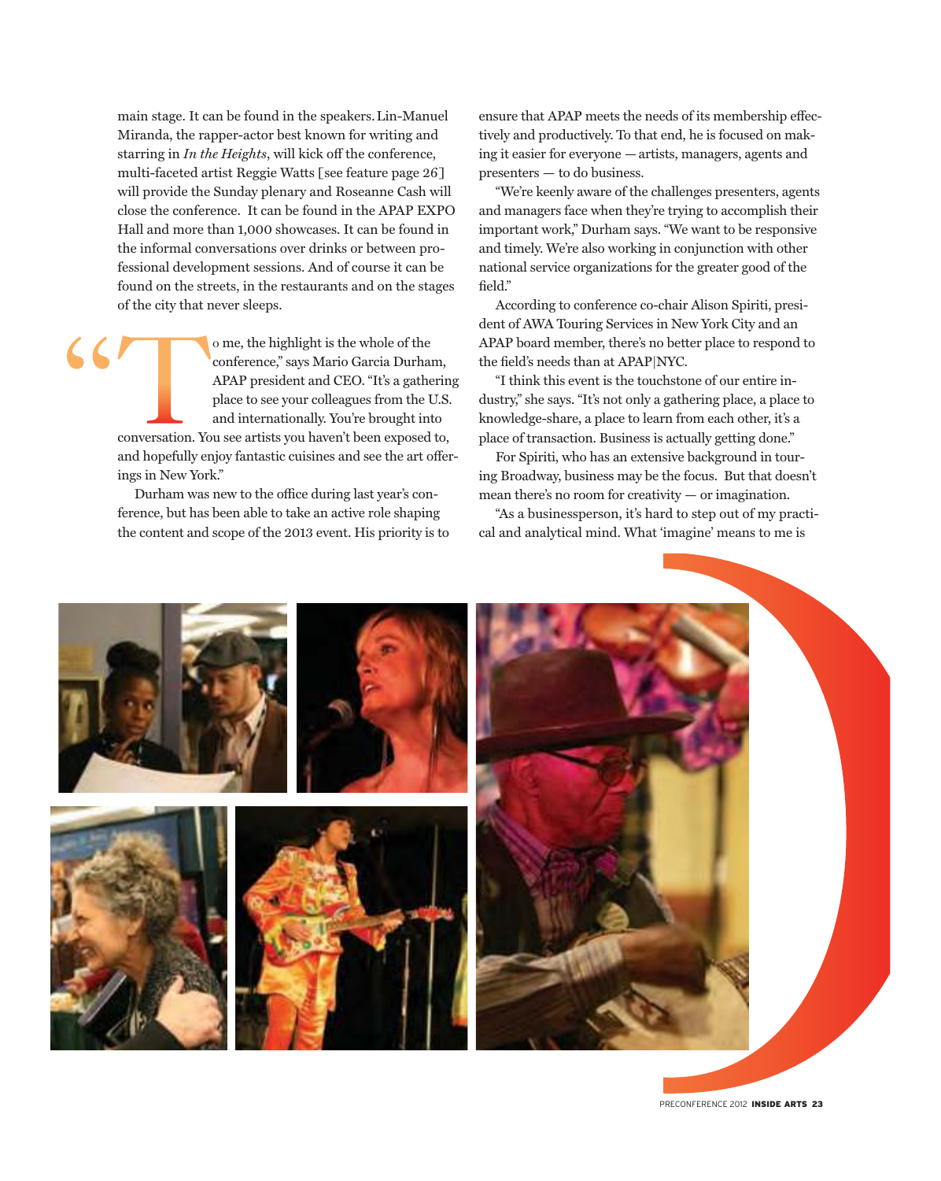main stage. It can be found in the speakers. Lin-Manuel Miranda, the rapper-actor best known for writing and starring in *In the Heights*, will kick off the conference, multi-faceted artist Reggie Watts [see feature page 26] will provide the Sunday plenary and Roseanne Cash will close the conference. It can be found in the APAP EXPO Hall and more than 1,000 showcases. It can be found in the informal conversations over drinks or between professional development sessions. And of course it can be found on the streets, in the restaurants and on the stages of the city that never sleeps.

"To me, the highlight is the whole of the conference," says Mario Garcia Durham, APAP president and CEO. "It's a gathering place to see your colleagues from the U.S. and internationally. You're brought into conversation. You see artists you haven't been exposed to, and hopefully enjoy fantastic cuisines and see the art offerings in New York."

Durham was new to the office during last year's conference, but has been able to take an active role shaping the content and scope of the 2013 event. His priority is to ensure that APAP meets the needs of its membership effectively and productively. To that end, he is focused on making it easier for everyone — artists, managers, agents and presenters — to do business.

"We're keenly aware of the challenges presenters, agents and managers face when they're trying to accomplish their important work," Durham says. "We want to be responsive and timely. We're also working in conjunction with other national service organizations for the greater good of the field."

According to conference co-chair Alison Spiriti, president of AWA Touring Services in New York City and an APAP board member, there's no better place to respond to the field's needs than at APAP|NYC.

"I think this event is the touchstone of our entire industry," she says. "It's not only a gathering place, a place to knowledge-share, a place to learn from each other, it's a place of transaction. Business is actually getting done."

For Spiriti, who has an extensive background in touring Broadway, business may be the focus. But that doesn't mean there's no room for creativity — or imagination.

"As a businessperson, it's hard to step out of my practical and analytical mind. What 'imagine' means to me is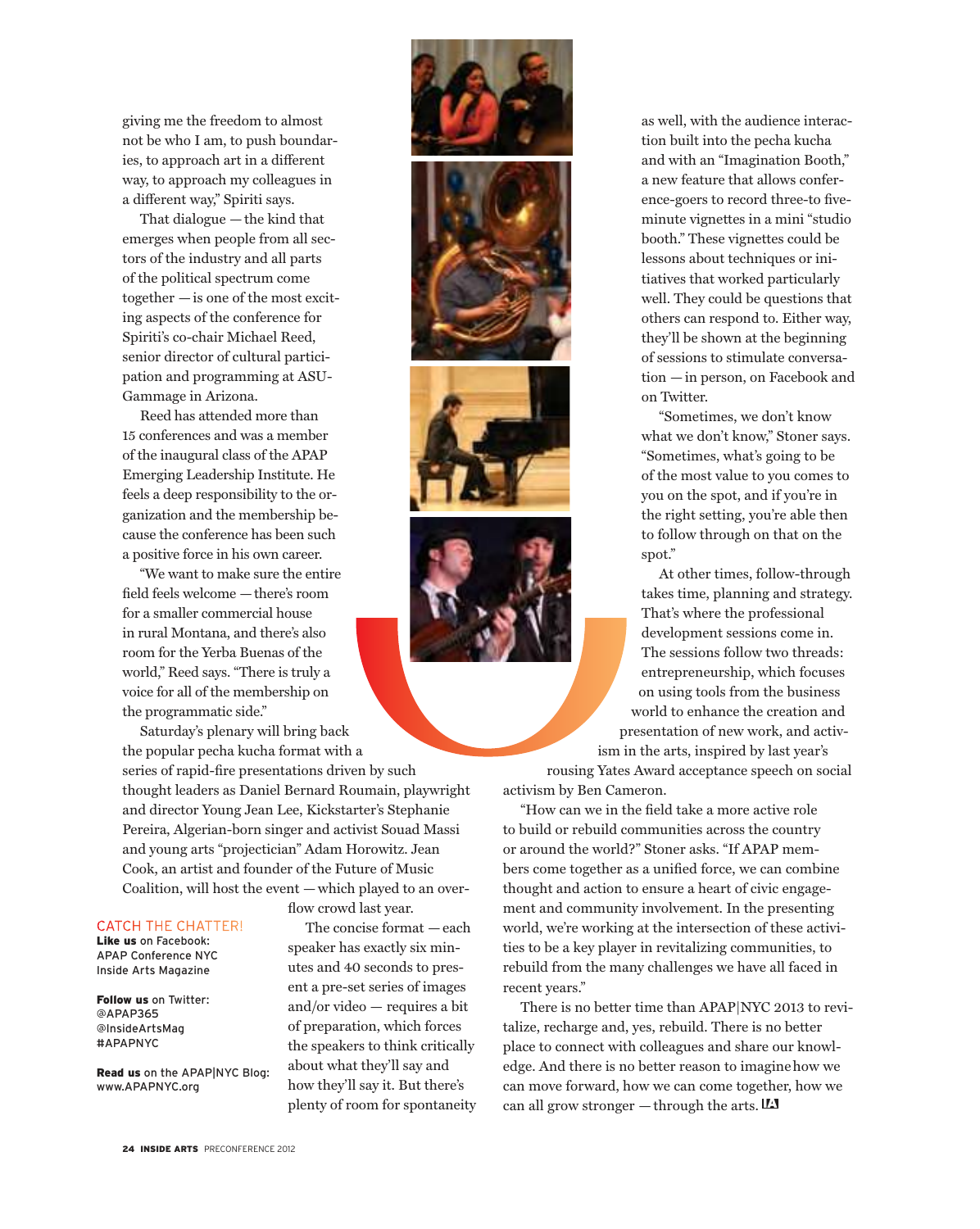giving me the freedom to almost not be who I am, to push boundaries, to approach art in a different way, to approach my colleagues in a different way," Spiriti says.

That dialogue — the kind that emerges when people from all sectors of the industry and all parts of the political spectrum come together — is one of the most exciting aspects of the conference for Spiriti's co-chair Michael Reed, senior director of cultural participation and programming at ASU-Gammage in Arizona.

Reed has attended more than 15 conferences and was a member of the inaugural class of the APAP Emerging Leadership Institute. He feels a deep responsibility to the organization and the membership because the conference has been such a positive force in his own career.

"We want to make sure the entire field feels welcome — there's room for a smaller commercial house in rural Montana, and there's also room for the Yerba Buenas of the world," Reed says. "There is truly a voice for all of the membership on the programmatic side."

Saturday's plenary will bring back the popular pecha kucha format with a series of rapid-fire presentations driven by such thought leaders as Daniel Bernard Roumain, playwright and director Young Jean Lee, Kickstarter's Stephanie Pereira, Algerian-born singer and activist Souad Massi and young arts "projectician" Adam Horowitz. Jean Cook, an artist and founder of the Future of Music Coalition, will host the event — which played to an overflow crowd last year.

The concise format — each speaker has exactly six minutes and 40 seconds to present a pre-set series of images and/or video — requires a bit of preparation, which forces the speakers to think critically about what they'll say and how they'll say it. But there's plenty of room for spontaneity as well, with the audience interaction built into the pecha kucha and with an "Imagination Booth," a new feature that allows conference-goers to record three-to five-minute vignettes in a mini "studio booth." These vignettes could be lessons about techniques or initiatives that worked particularly well. They could be questions that others can respond to. Either way, they'll be shown at the beginning of sessions to stimulate conversation — in person, on Facebook and on Twitter.

"Sometimes, we don't know what we don't know," Stoner says. "Sometimes, what's going to be of the most value to you comes to you on the spot, and if you're in the right setting, you're able then to follow through on that on the spot."

At other times, follow-through takes time, planning and strategy. That's where the professional development sessions come in. The sessions follow two threads: entrepreneurship, which focuses on using tools from the business world to enhance the creation and presentation of new work, and activism in the arts, inspired by last year's rousing Yates Award acceptance speech on social activism by Ben Cameron.

"How can we in the field take a more active role to build or rebuild communities across the country or around the world?" Stoner asks. "If APAP members come together as a unified force, we can combine thought and action to ensure a heart of civic engagement and community involvement. In the presenting world, we're working at the intersection of these activities to be a key player in revitalizing communities, to rebuild from the many challenges we have all faced in recent years."

There is no better time than APAP|NYC 2013 to revitalize, recharge and, yes, rebuild. There is no better place to connect with colleagues and share our knowledge. And there is no better reason to imagine how we can move forward, how we can come together, how we can all grow stronger — through the arts. IA

CATCH THE CHATTER!

**Like us** on Facebook:
APAP Conference NYC
Inside Arts Magazine

**Follow us** on Twitter:
@APAP365
@InsideArtsMag
#APAPNYC

**Read us** on the APAP|NYC Blog:
www.APAPNYC.org